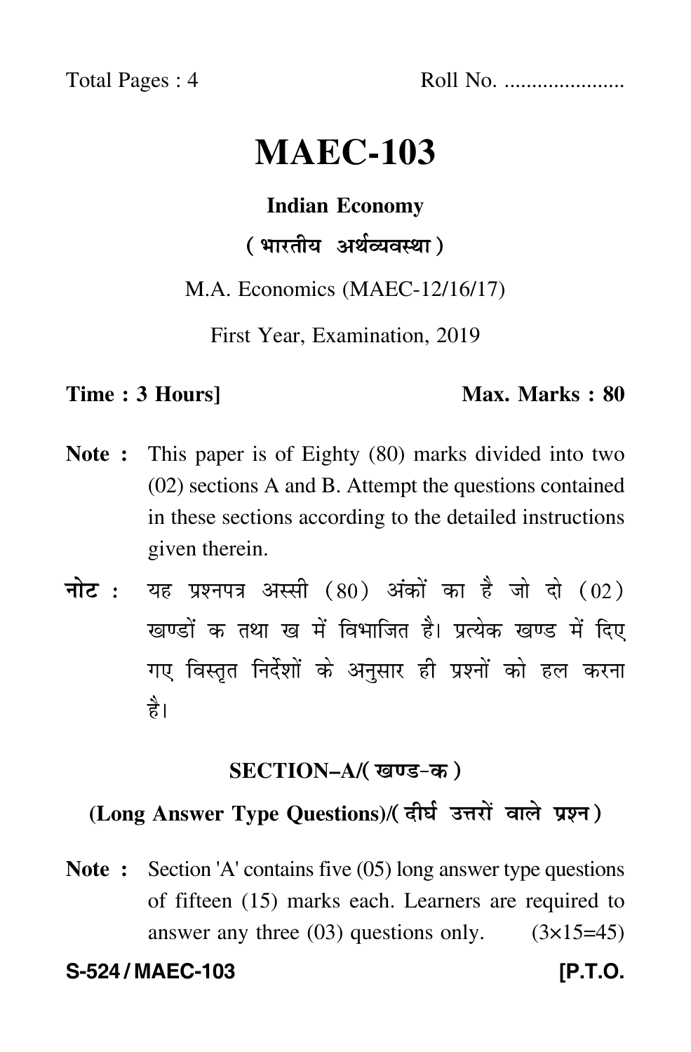Total Pages : 4

Roll No. ....................

# MAEC-103

## Indian Economy

## ( भारतीय अर्थव्यवस्था )

M.A. Economics (MAEC-12/16/17)

First Year, Examination, 2019

**Time : 3 Hours]** **Max. Marks : 80**

**Note :** This paper is of Eighty (80) marks divided into two (02) sections A and B. Attempt the questions contained in these sections according to the detailed instructions given therein.

**नोट :** यह प्रश्नपत्र अस्सी (80) अंकों का है जो दो (02) खण्डों क तथा ख में विभाजित है। प्रत्येक खण्ड में दिए गए विस्तृत निर्देशों के अनुसार ही प्रश्नों को हल करना है।

### SECTION–A/( खण्ड-क )

### (Long Answer Type Questions)/( दीर्घ उत्तरों वाले प्रश्न )

**Note :** Section 'A' contains five (05) long answer type questions of fifteen (15) marks each. Learners are required to answer any three (03) questions only. (3×15=45)

**S-524 / MAEC-103** **[P.T.O.**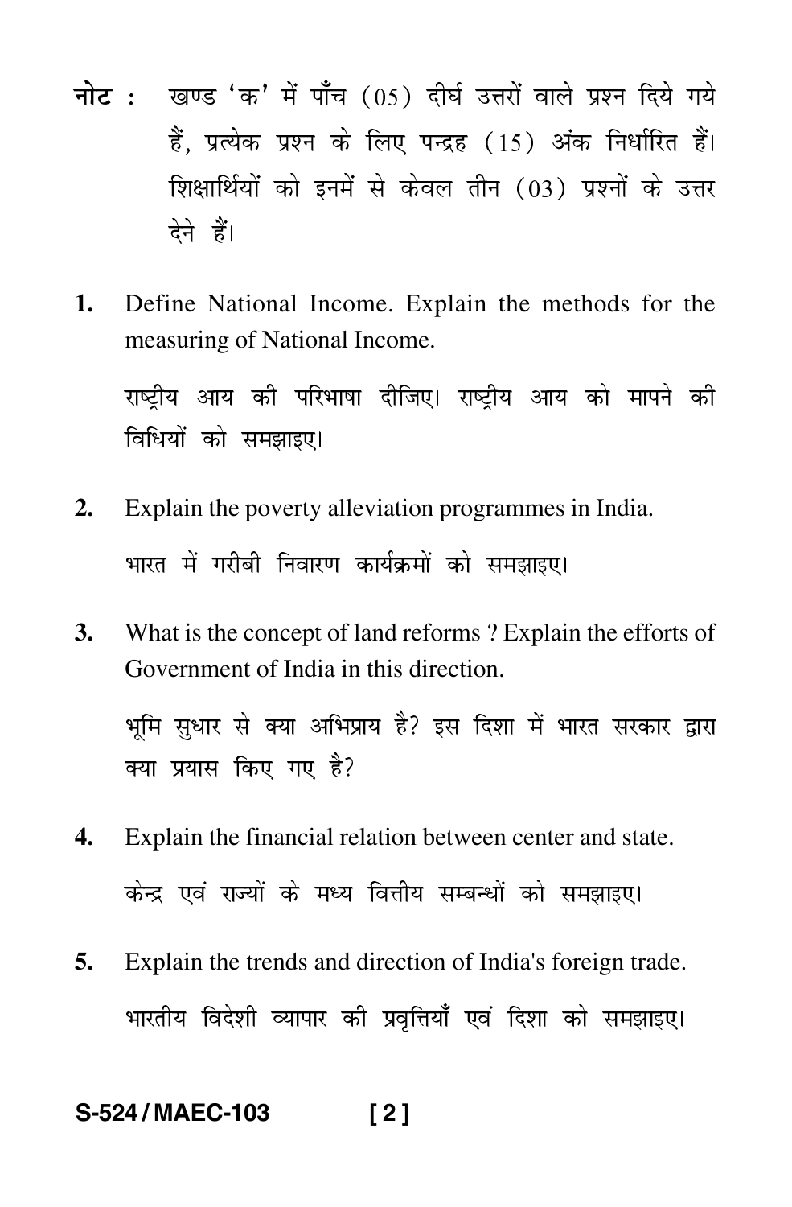**नोट :** खण्ड 'क' में पाँच (05) दीर्घ उत्तरों वाले प्रश्न दिये गये हैं, प्रत्येक प्रश्न के लिए पन्द्रह (15) अंक निर्धारित हैं। शिक्षार्थियों को इनमें से केवल तीन (03) प्रश्नों के उत्तर देने हैं।

**1.** Define National Income. Explain the methods for the measuring of National Income.

राष्ट्रीय आय की परिभाषा दीजिए। राष्ट्रीय आय को मापने की विधियों को समझाइए।

**2.** Explain the poverty alleviation programmes in India.

भारत में गरीबी निवारण कार्यक्रमों को समझाइए।

**3.** What is the concept of land reforms ? Explain the efforts of Government of India in this direction.

भूमि सुधार से क्या अभिप्राय है? इस दिशा में भारत सरकार द्वारा क्या प्रयास किए गए है?

**4.** Explain the financial relation between center and state.

केन्द्र एवं राज्यों के मध्य वित्तीय सम्बन्धों को समझाइए।

**5.** Explain the trends and direction of India's foreign trade.

भारतीय विदेशी व्यापार की प्रवृत्तियाँ एवं दिशा को समझाइए।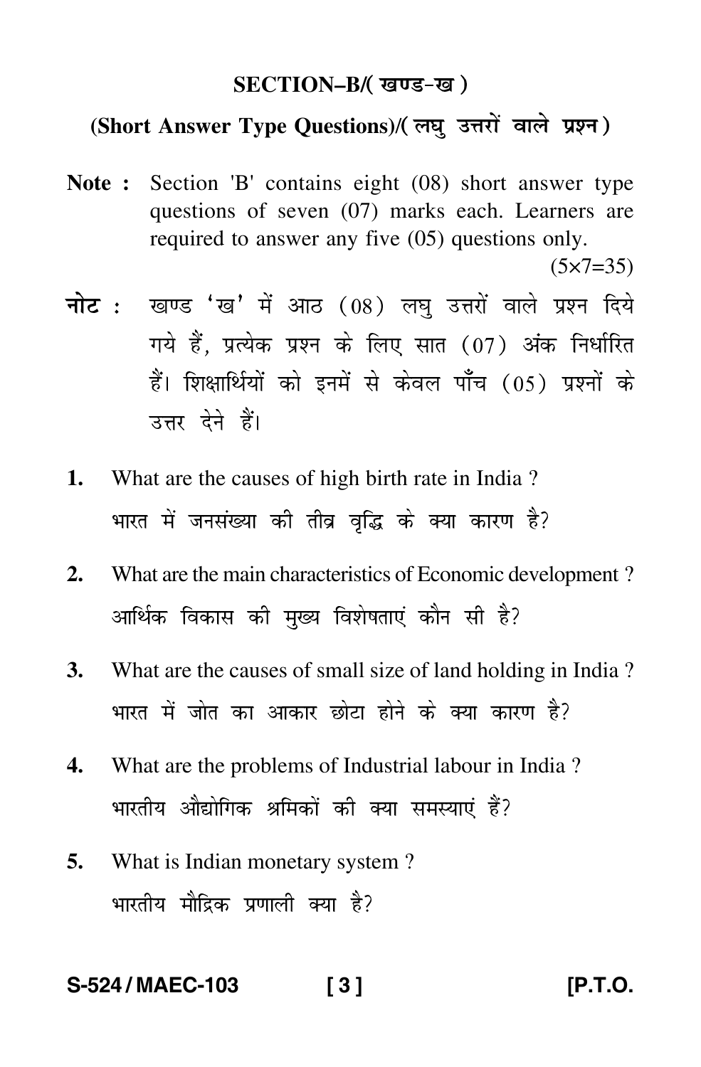## SECTION–B/( खण्ड-ख )

### (Short Answer Type Questions)/( लघु उत्तरों वाले प्रश्न )

**Note :** Section 'B' contains eight (08) short answer type questions of seven (07) marks each. Learners are required to answer any five (05) questions only. (5×7=35)

**नोट :** खण्ड 'ख' में आठ (08) लघु उत्तरों वाले प्रश्न दिये गये हैं, प्रत्येक प्रश्न के लिए सात (07) अंक निर्धारित हैं। शिक्षार्थियों को इनमें से केवल पाँच (05) प्रश्नों के उत्तर देने हैं।

1. What are the causes of high birth rate in India ?
   भारत में जनसंख्या की तीव्र वृद्धि के क्या कारण है?

2. What are the main characteristics of Economic development ?
   आर्थिक विकास की मुख्य विशेषताएं कौन सी है?

3. What are the causes of small size of land holding in India ?
   भारत में जोत का आकार छोटा होने के क्या कारण है?

4. What are the problems of Industrial labour in India ?
   भारतीय औद्योगिक श्रमिकों की क्या समस्याएं हैं?

5. What is Indian monetary system ?
   भारतीय मौद्रिक प्रणाली क्या है?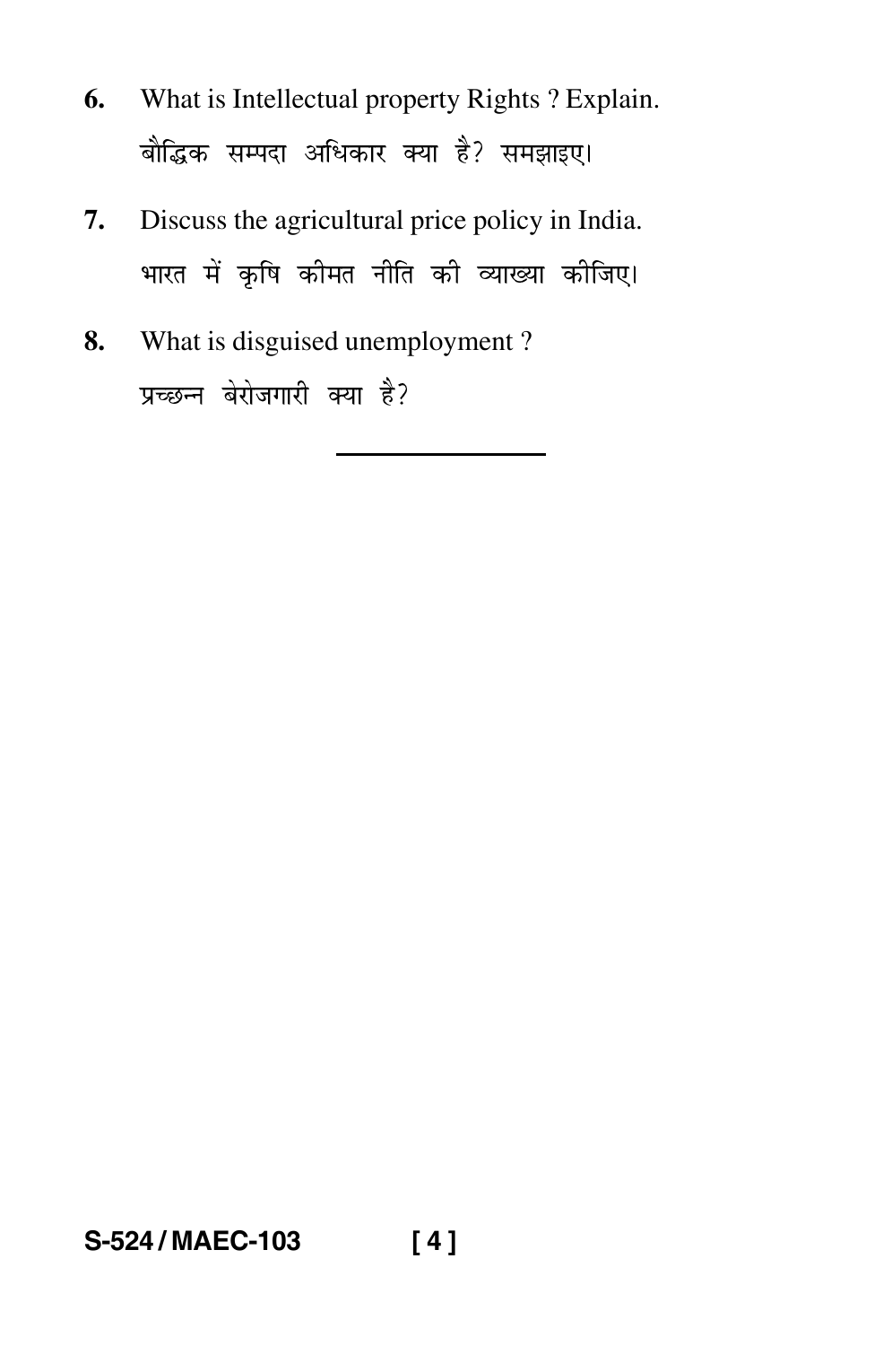**6.** What is Intellectual property Rights ? Explain.

बौद्धिक सम्पदा अधिकार क्या है? समझाइए।

**7.** Discuss the agricultural price policy in India.

भारत में कृषि कीमत नीति की व्याख्या कीजिए।

**8.** What is disguised unemployment ?

प्रच्छन्न बेरोजगारी क्या है?

---